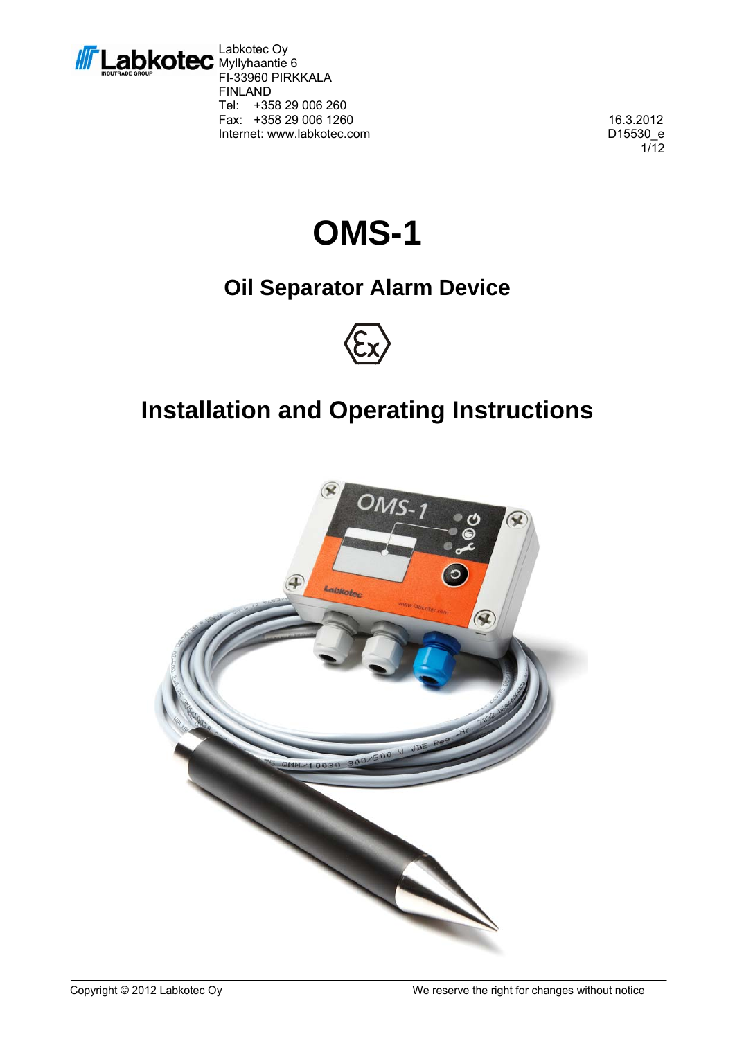Labkotec Oy
Myllyhaantie 6
FI-33960 PIRKKALA
FINLAND
Tel: +358 29 006 260
Fax: +358 29 006 1260
Internet: www.labkotec.com

16.3.2012
D15530_e

# OMS-1

## Oil Separator Alarm Device

## Installation and Operating Instructions

Copyright © 2012 Labkotec Oy

We reserve the right for changes without notice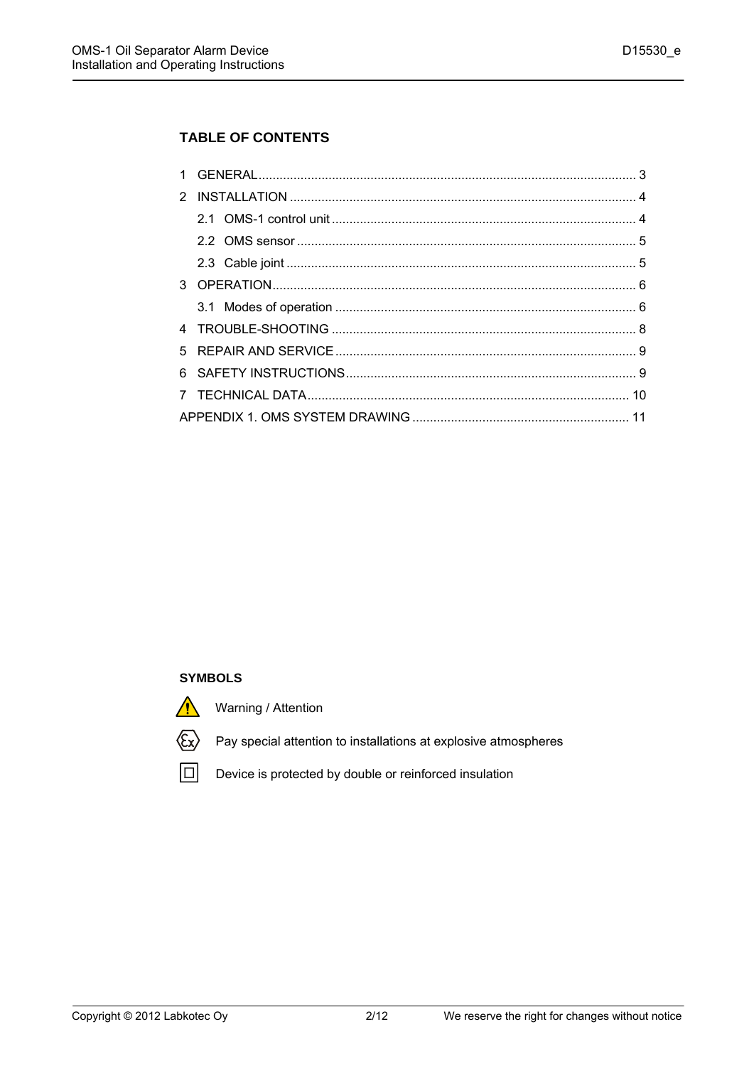## TABLE OF CONTENTS

1 GENERAL .......................................................... 3
2 INSTALLATION .......................................................... 4
  2.1 OMS-1 control unit .......................................................... 4
  2.2 OMS sensor .......................................................... 5
  2.3 Cable joint .......................................................... 5
3 OPERATION .......................................................... 6
  3.1 Modes of operation .......................................................... 6
4 TROUBLE-SHOOTING .......................................................... 8
5 REPAIR AND SERVICE .......................................................... 9
6 SAFETY INSTRUCTIONS .......................................................... 9
7 TECHNICAL DATA .......................................................... 10
APPENDIX 1. OMS SYSTEM DRAWING .......................................................... 11

## SYMBOLS

⚠ Warning / Attention

⟨Ex⟩ Pay special attention to installations at explosive atmospheres

⧈ Device is protected by double or reinforced insulation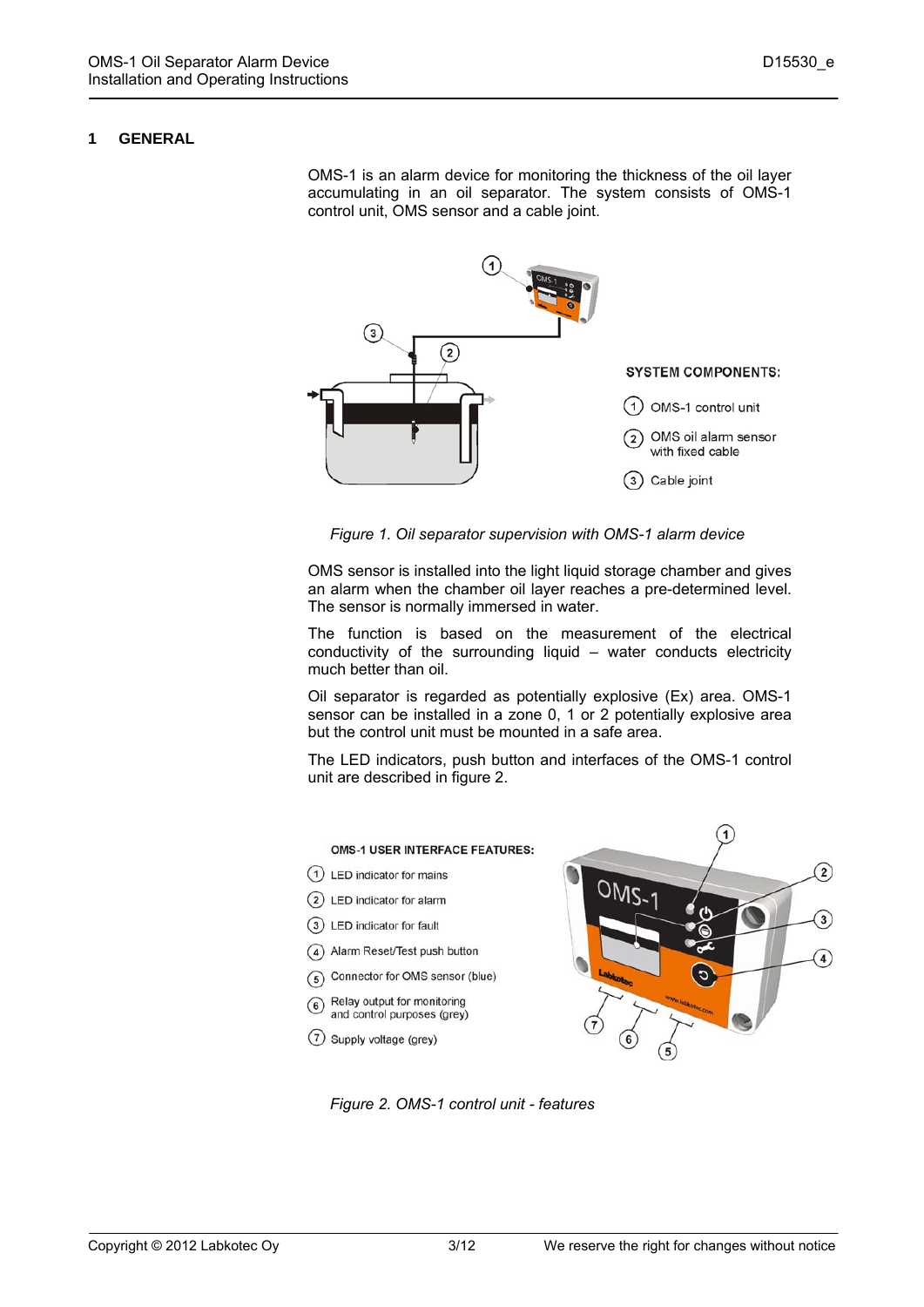# 1 GENERAL

OMS-1 is an alarm device for monitoring the thickness of the oil layer accumulating in an oil separator. The system consists of OMS-1 control unit, OMS sensor and a cable joint.

SYSTEM COMPONENTS:

1. OMS-1 control unit
2. OMS oil alarm sensor with fixed cable
3. Cable joint

*Figure 1. Oil separator supervision with OMS-1 alarm device*

OMS sensor is installed into the light liquid storage chamber and gives an alarm when the chamber oil layer reaches a pre-determined level. The sensor is normally immersed in water.

The function is based on the measurement of the electrical conductivity of the surrounding liquid – water conducts electricity much better than oil.

Oil separator is regarded as potentially explosive (Ex) area. OMS-1 sensor can be installed in a zone 0, 1 or 2 potentially explosive area but the control unit must be mounted in a safe area.

The LED indicators, push button and interfaces of the OMS-1 control unit are described in figure 2.

OMS-1 USER INTERFACE FEATURES:

1. LED indicator for mains
2. LED indicator for alarm
3. LED indicator for fault
4. Alarm Reset/Test push button
5. Connector for OMS sensor (blue)
6. Relay output for monitoring and control purposes (grey)
7. Supply voltage (grey)

*Figure 2. OMS-1 control unit - features*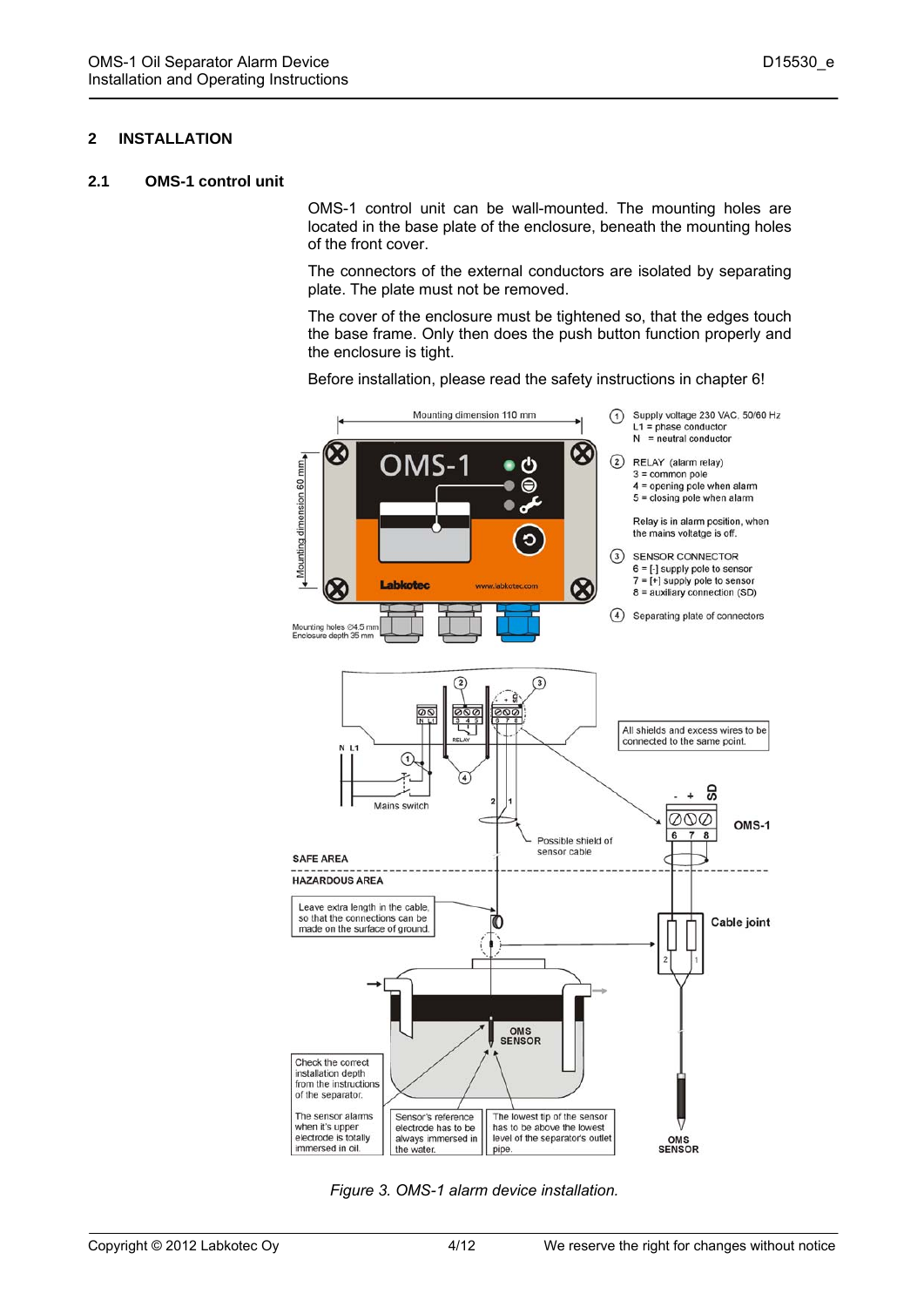## 2 INSTALLATION

### 2.1 OMS-1 control unit

OMS-1 control unit can be wall-mounted. The mounting holes are located in the base plate of the enclosure, beneath the mounting holes of the front cover.

The connectors of the external conductors are isolated by separating plate. The plate must not be removed.

The cover of the enclosure must be tightened so, that the edges touch the base frame. Only then does the push button function properly and the enclosure is tight.

Before installation, please read the safety instructions in chapter 6!

Mounting dimension 110 mm

Mounting dimension 60 mm

Mounting holes ∅4.5 mm
Enclosure depth 35 mm

(1) Supply voltage 230 VAC, 50/60 Hz
L1 = phase conductor
N = neutral conductor

(2) RELAY (alarm relay)
3 = common pole
4 = opening pole when alarm
5 = closing pole when alarm

Relay is in alarm position, when the mains voltage is off.

(3) SENSOR CONNECTOR
6 = [-] supply pole to sensor
7 = [+] supply pole to sensor
8 = auxiliary connection (SD)

(4) Separating plate of connectors

All shields and excess wires to be connected to the same point.

Mains switch

Possible shield of sensor cable

SAFE AREA

HAZARDOUS AREA

Leave extra length in the cable, so that the connections can be made on the surface of ground.

Cable joint

Check the correct installation depth from the instructions of the separator.

The sensor alarms when it's upper electrode is totally immersed in oil.

Sensor's reference electrode has to be always immersed in the water.

The lowest tip of the sensor has to be above the lowest level of the separator's outlet pipe.

OMS SENSOR

*Figure 3. OMS-1 alarm device installation.*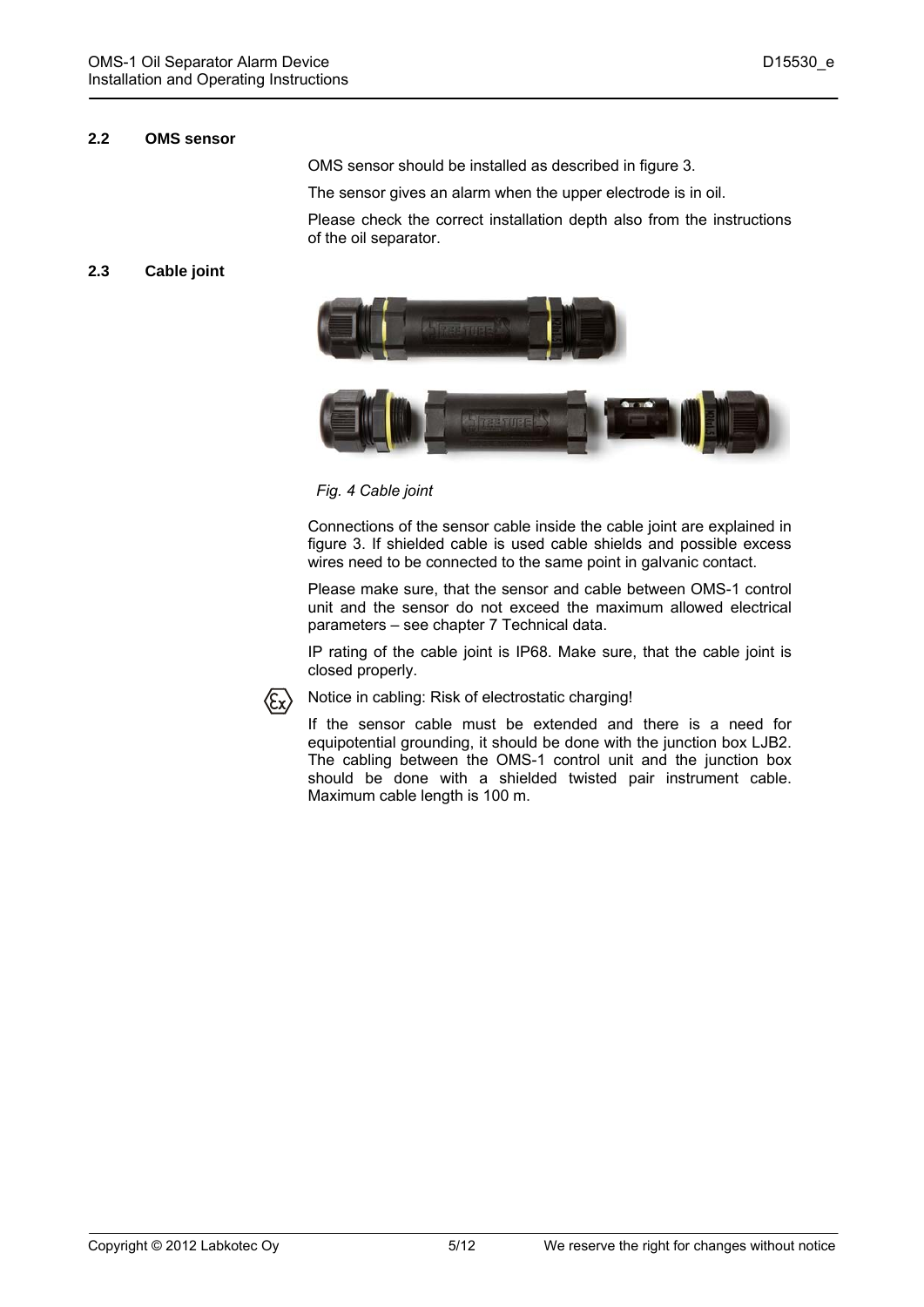## 2.2 OMS sensor

OMS sensor should be installed as described in figure 3.

The sensor gives an alarm when the upper electrode is in oil.

Please check the correct installation depth also from the instructions of the oil separator.

## 2.3 Cable joint

*Fig. 4 Cable joint*

Connections of the sensor cable inside the cable joint are explained in figure 3. If shielded cable is used cable shields and possible excess wires need to be connected to the same point in galvanic contact.

Please make sure, that the sensor and cable between OMS-1 control unit and the sensor do not exceed the maximum allowed electrical parameters – see chapter 7 Technical data.

IP rating of the cable joint is IP68. Make sure, that the cable joint is closed properly.

Notice in cabling: Risk of electrostatic charging!

If the sensor cable must be extended and there is a need for equipotential grounding, it should be done with the junction box LJB2. The cabling between the OMS-1 control unit and the junction box should be done with a shielded twisted pair instrument cable. Maximum cable length is 100 m.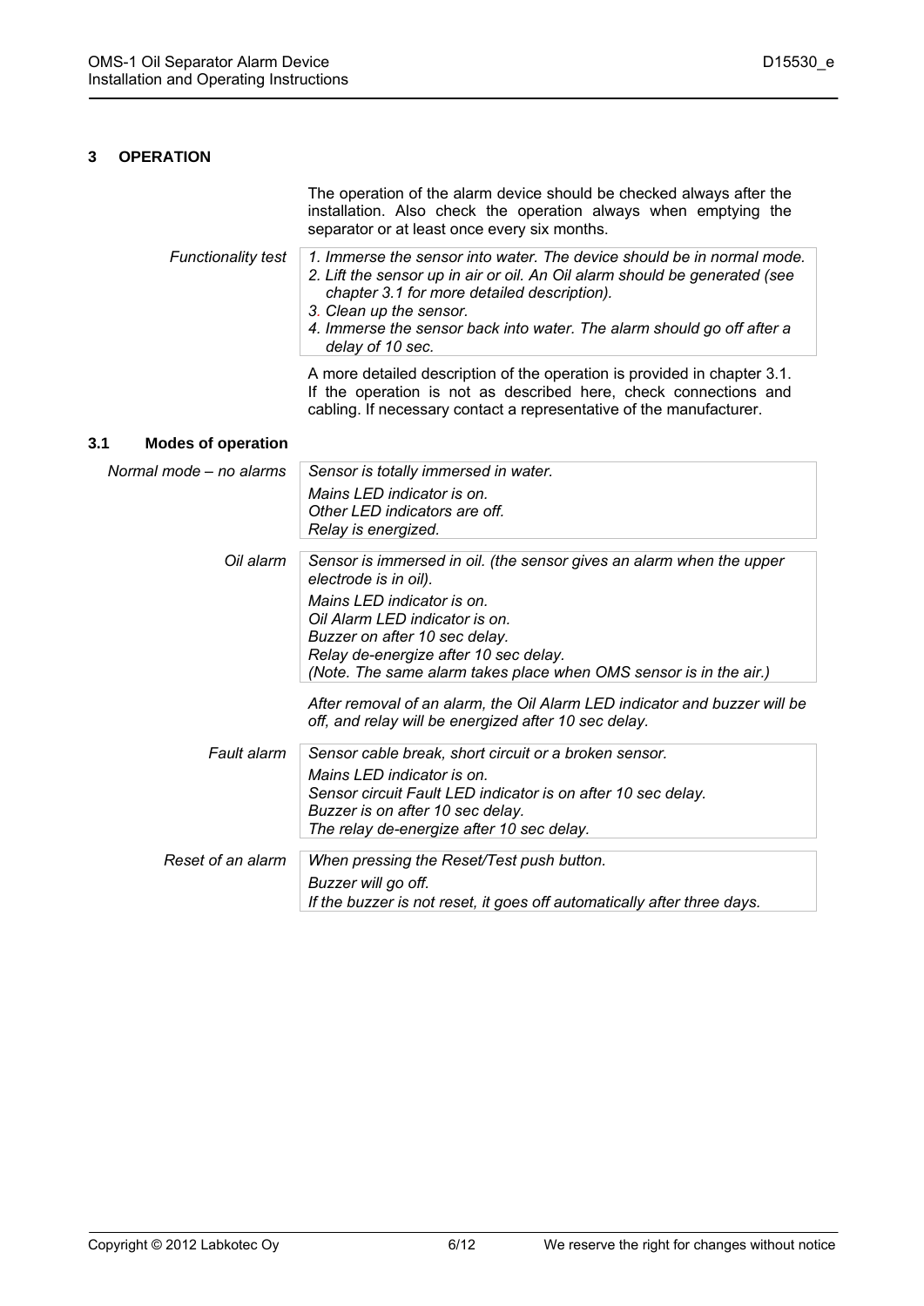# 3 OPERATION

The operation of the alarm device should be checked always after the installation. Also check the operation always when emptying the separator or at least once every six months.

*Functionality test*

*1. Immerse the sensor into water. The device should be in normal mode.*
*2. Lift the sensor up in air or oil. An Oil alarm should be generated (see chapter 3.1 for more detailed description).*
*3. Clean up the sensor.*
*4. Immerse the sensor back into water. The alarm should go off after a delay of 10 sec.*

A more detailed description of the operation is provided in chapter 3.1. If the operation is not as described here, check connections and cabling. If necessary contact a representative of the manufacturer.

## 3.1 Modes of operation

*Normal mode – no alarms*

*Sensor is totally immersed in water.*

*Mains LED indicator is on.*
*Other LED indicators are off.*
*Relay is energized.*

*Oil alarm*

*Sensor is immersed in oil. (the sensor gives an alarm when the upper electrode is in oil).*

*Mains LED indicator is on.*
*Oil Alarm LED indicator is on.*
*Buzzer on after 10 sec delay.*
*Relay de-energize after 10 sec delay.*
*(Note. The same alarm takes place when OMS sensor is in the air.)*

*After removal of an alarm, the Oil Alarm LED indicator and buzzer will be off, and relay will be energized after 10 sec delay.*

*Fault alarm*

*Sensor cable break, short circuit or a broken sensor.*

*Mains LED indicator is on.*
*Sensor circuit Fault LED indicator is on after 10 sec delay.*
*Buzzer is on after 10 sec delay.*
*The relay de-energize after 10 sec delay.*

*Reset of an alarm*

*When pressing the Reset/Test push button.*

*Buzzer will go off.*
*If the buzzer is not reset, it goes off automatically after three days.*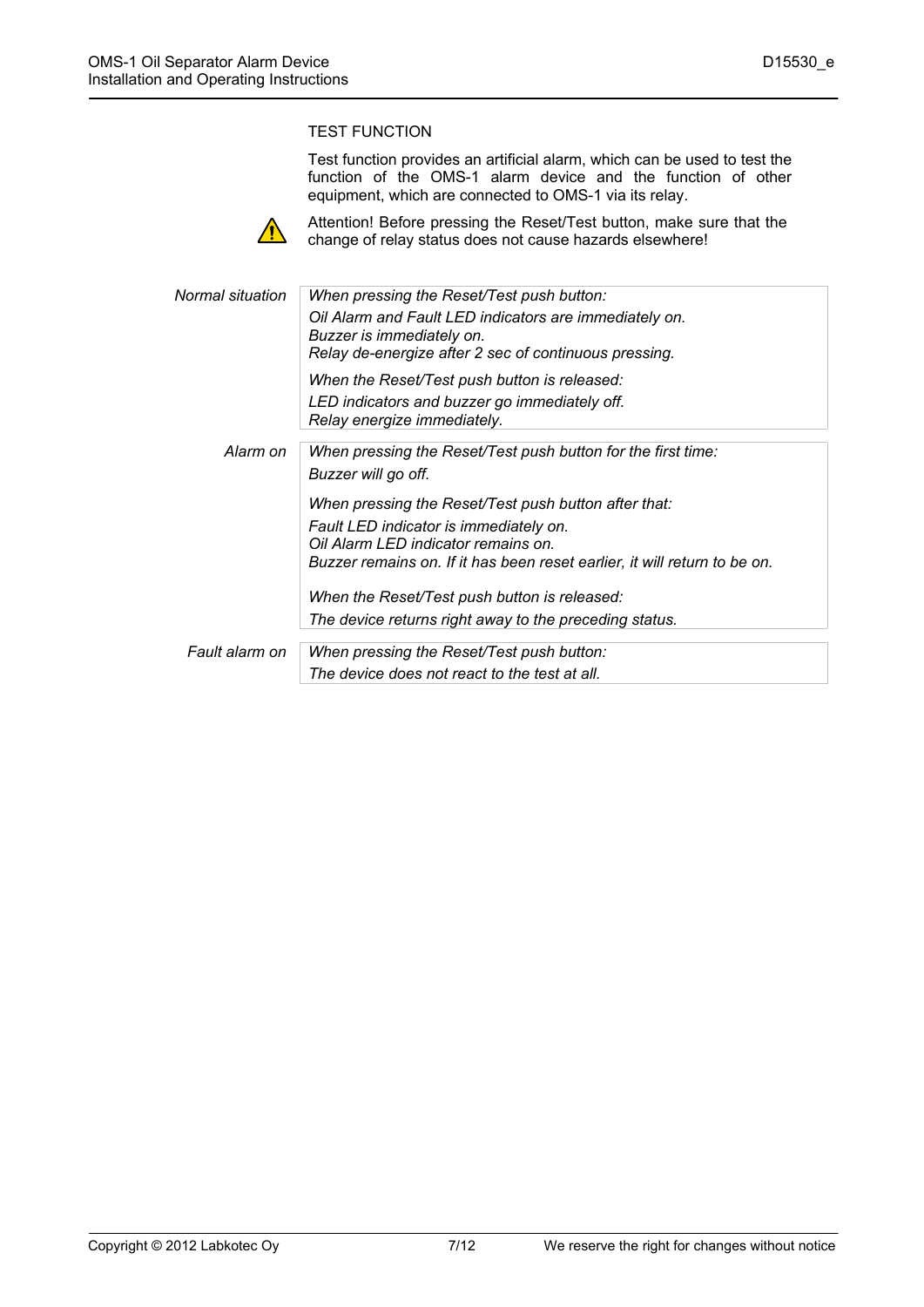TEST FUNCTION

Test function provides an artificial alarm, which can be used to test the function of the OMS-1 alarm device and the function of other equipment, which are connected to OMS-1 via its relay.

⚠ Attention! Before pressing the Reset/Test button, make sure that the change of relay status does not cause hazards elsewhere!

| | |
|---|---|
| *Normal situation* | *When pressing the Reset/Test push button:*<br>*Oil Alarm and Fault LED indicators are immediately on.*<br>*Buzzer is immediately on.*<br>*Relay de-energize after 2 sec of continuous pressing.*<br><br>*When the Reset/Test push button is released:*<br>*LED indicators and buzzer go immediately off.*<br>*Relay energize immediately.* |
| *Alarm on* | *When pressing the Reset/Test push button for the first time:*<br>*Buzzer will go off.*<br><br>*When pressing the Reset/Test push button after that:*<br>*Fault LED indicator is immediately on.*<br>*Oil Alarm LED indicator remains on.*<br>*Buzzer remains on. If it has been reset earlier, it will return to be on.*<br><br>*When the Reset/Test push button is released:*<br>*The device returns right away to the preceding status.* |
| *Fault alarm on* | *When pressing the Reset/Test push button:*<br>*The device does not react to the test at all.* |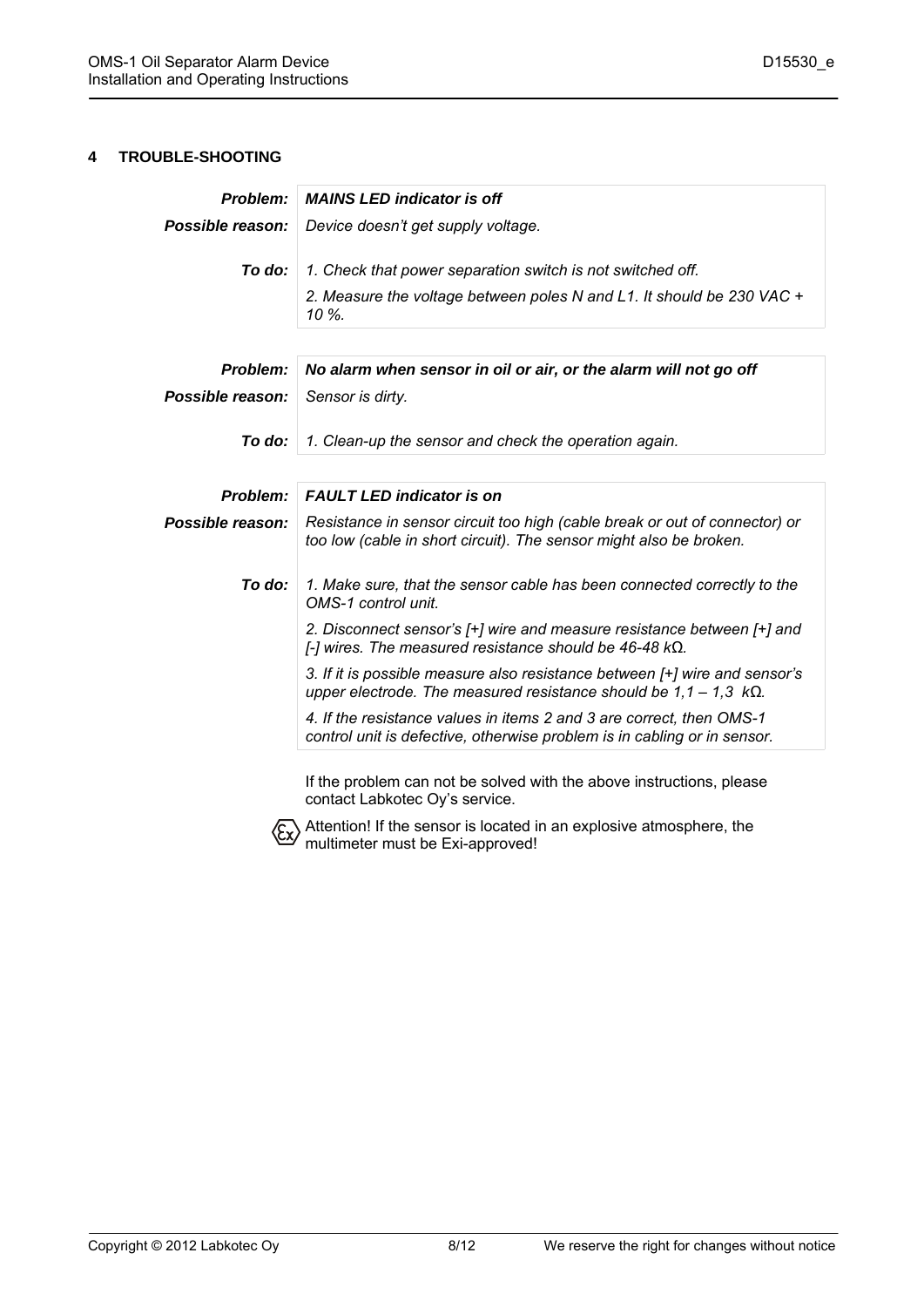## 4 TROUBLE-SHOOTING

| | |
|---|---|
| ***Problem:*** | ***MAINS LED indicator is off*** |
| ***Possible reason:*** | *Device doesn't get supply voltage.* |
| ***To do:*** | *1. Check that power separation switch is not switched off.*<br>*2. Measure the voltage between poles N and L1. It should be 230 VAC + 10 %.* |

| | |
|---|---|
| ***Problem:*** | ***No alarm when sensor in oil or air, or the alarm will not go off*** |
| ***Possible reason:*** | *Sensor is dirty.* |
| ***To do:*** | *1. Clean-up the sensor and check the operation again.* |

| | |
|---|---|
| ***Problem:*** | ***FAULT LED indicator is on*** |
| ***Possible reason:*** | *Resistance in sensor circuit too high (cable break or out of connector) or too low (cable in short circuit). The sensor might also be broken.* |
| ***To do:*** | *1. Make sure, that the sensor cable has been connected correctly to the OMS-1 control unit.*<br>*2. Disconnect sensor's [+] wire and measure resistance between [+] and [-] wires. The measured resistance should be 46-48 kΩ.*<br>*3. If it is possible measure also resistance between [+] wire and sensor's upper electrode. The measured resistance should be 1,1 – 1,3 kΩ.*<br>*4. If the resistance values in items 2 and 3 are correct, then OMS-1 control unit is defective, otherwise problem is in cabling or in sensor.* |

If the problem can not be solved with the above instructions, please contact Labkotec Oy's service.

Attention! If the sensor is located in an explosive atmosphere, the multimeter must be Exi-approved!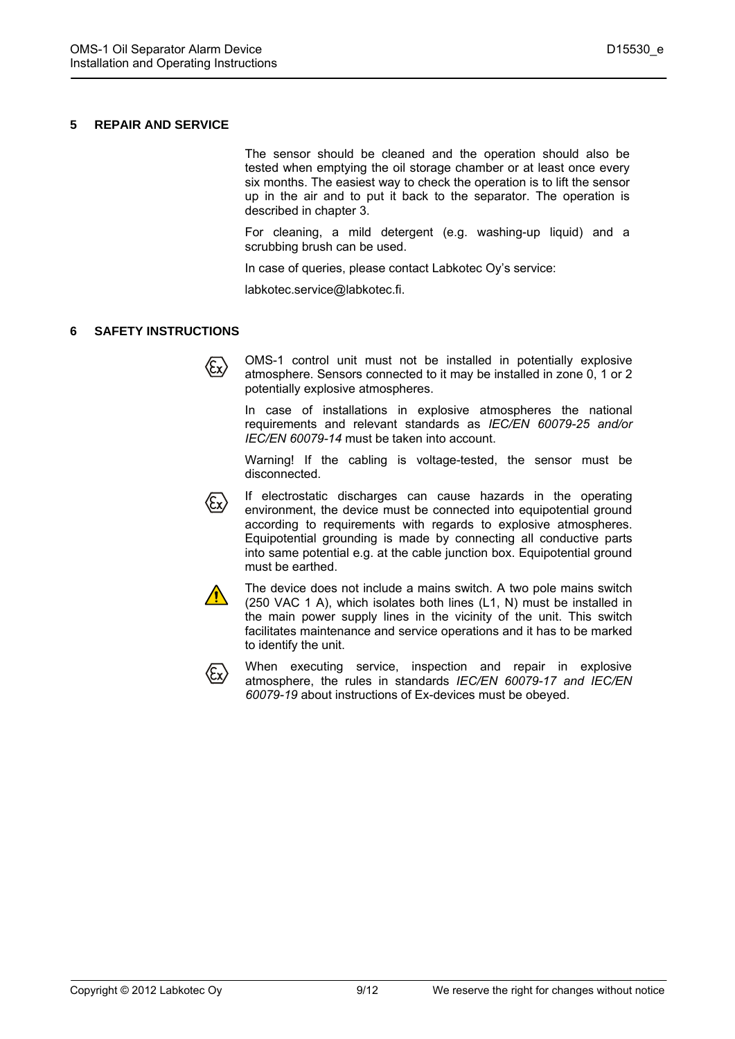## 5 REPAIR AND SERVICE

The sensor should be cleaned and the operation should also be tested when emptying the oil storage chamber or at least once every six months. The easiest way to check the operation is to lift the sensor up in the air and to put it back to the separator. The operation is described in chapter 3.

For cleaning, a mild detergent (e.g. washing-up liquid) and a scrubbing brush can be used.

In case of queries, please contact Labkotec Oy's service:

labkotec.service@labkotec.fi.

## 6 SAFETY INSTRUCTIONS

OMS-1 control unit must not be installed in potentially explosive atmosphere. Sensors connected to it may be installed in zone 0, 1 or 2 potentially explosive atmospheres.

In case of installations in explosive atmospheres the national requirements and relevant standards as *IEC/EN 60079-25 and/or IEC/EN 60079-14* must be taken into account.

Warning! If the cabling is voltage-tested, the sensor must be disconnected.

If electrostatic discharges can cause hazards in the operating environment, the device must be connected into equipotential ground according to requirements with regards to explosive atmospheres. Equipotential grounding is made by connecting all conductive parts into same potential e.g. at the cable junction box. Equipotential ground must be earthed.

The device does not include a mains switch. A two pole mains switch (250 VAC 1 A), which isolates both lines (L1, N) must be installed in the main power supply lines in the vicinity of the unit. This switch facilitates maintenance and service operations and it has to be marked to identify the unit.

When executing service, inspection and repair in explosive atmosphere, the rules in standards *IEC/EN 60079-17 and IEC/EN 60079-19* about instructions of Ex-devices must be obeyed.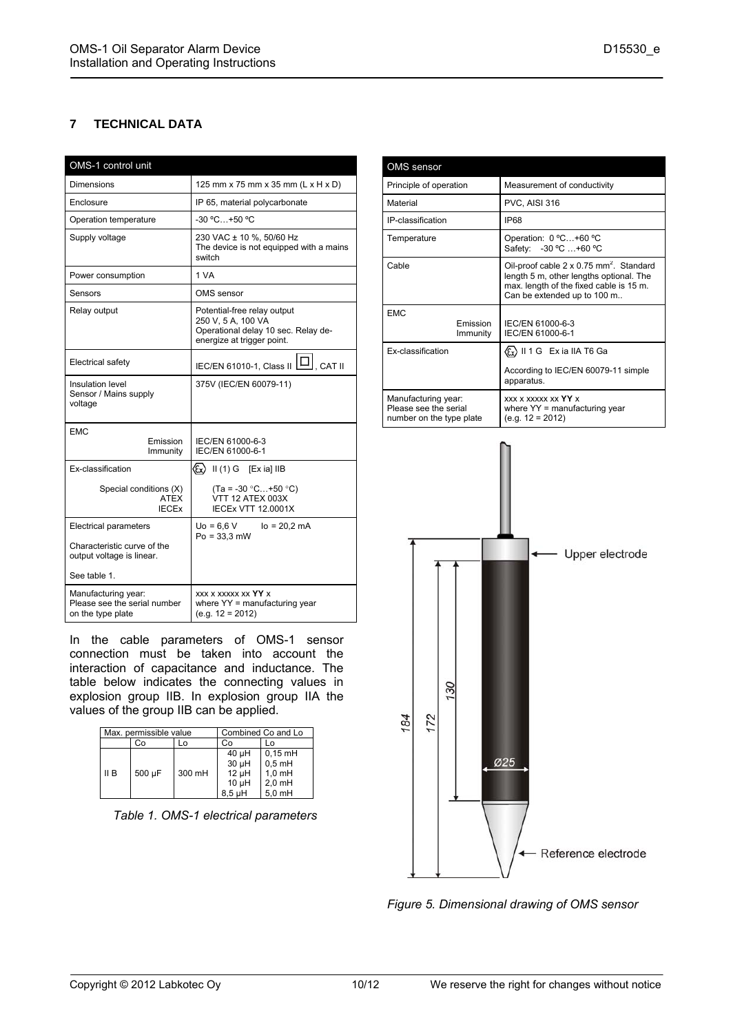## 7 TECHNICAL DATA

| OMS-1 control unit | |
|---|---|
| Dimensions | 125 mm x 75 mm x 35 mm (L x H x D) |
| Enclosure | IP 65, material polycarbonate |
| Operation temperature | -30 ºC…+50 ºC |
| Supply voltage | 230 VAC ± 10 %, 50/60 Hz<br>The device is not equipped with a mains switch |
| Power consumption | 1 VA |
| Sensors | OMS sensor |
| Relay output | Potential-free relay output<br>250 V, 5 A, 100 VA<br>Operational delay 10 sec. Relay de-energize at trigger point. |
| Electrical safety | IEC/EN 61010-1, Class II ☐, CAT II |
| Insulation level<br>Sensor / Mains supply voltage | 375V (IEC/EN 60079-11) |
| EMC<br>Emission<br>Immunity | <br>IEC/EN 61000-6-3<br>IEC/EN 61000-6-1 |
| Ex-classification<br><br>Special conditions (X)<br>ATEX<br>IECEx | Ex II (1) G [Ex ia] IIB<br><br>(Ta = -30 °C…+50 °C)<br>VTT 12 ATEX 003X<br>IECEx VTT 12.0001X |
| Electrical parameters<br><br>Characteristic curve of the output voltage is linear.<br><br>See table 1. | Uo = 6,6 V  Io = 20,2 mA<br>Po = 33,3 mW |
| Manufacturing year:<br>Please see the serial number on the type plate | xxx x xxxxx xx **YY** x<br>where YY = manufacturing year<br>(e.g. 12 = 2012) |

In the cable parameters of OMS-1 sensor connection must be taken into account the interaction of capacitance and inductance. The table below indicates the connecting values in explosion group IIB. In explosion group IIA the values of the group IIB can be applied.

| Max. permissible value | | | Combined Co and Lo | |
|---|---|---|---|---|
| | Co | Lo | Co | Lo |
| II B | 500 µF | 300 mH | 40 µH<br>30 µH<br>12 µH<br>10 µH<br>8,5 µH | 0,15 mH<br>0,5 mH<br>1,0 mH<br>2,0 mH<br>5,0 mH |

*Table 1. OMS-1 electrical parameters*

| OMS sensor | |
|---|---|
| Principle of operation | Measurement of conductivity |
| Material | PVC, AISI 316 |
| IP-classification | IP68 |
| Temperature | Operation: 0 ºC…+60 ºC<br>Safety: -30 ºC …+60 ºC |
| Cable | Oil-proof cable 2 x 0.75 mm². Standard length 5 m, other lengths optional. The max. length of the fixed cable is 15 m. Can be extended up to 100 m.. |
| EMC<br>Emission<br>Immunity | <br>IEC/EN 61000-6-3<br>IEC/EN 61000-6-1 |
| Ex-classification | Ex II 1 G Ex ia IIA T6 Ga<br><br>According to IEC/EN 60079-11 simple apparatus. |
| Manufacturing year:<br>Please see the serial number on the type plate | xxx x xxxxx xx **YY** x<br>where YY = manufacturing year<br>(e.g. 12 = 2012) |

*Figure 5. Dimensional drawing of OMS sensor*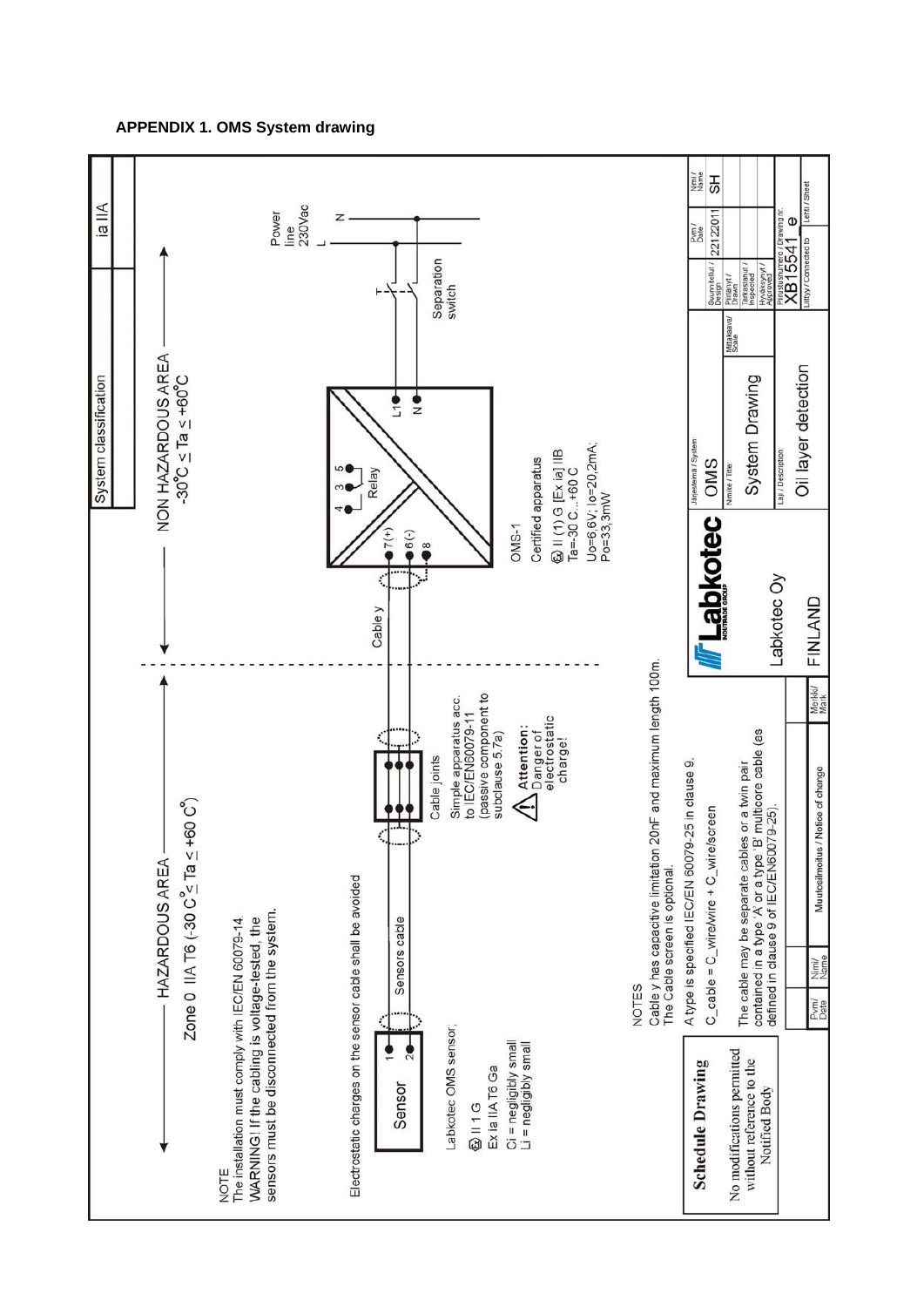## APPENDIX 1. OMS System drawing

System classification | ia IIA

HAZARDOUS AREA

Zone 0 IIA T6 (-30 C° ≤ Ta ≤ +60 C°)

NON HAZARDOUS AREA

-30°C ≤ Ta ≤ +60°C

NOTE
The installation must comply with IEC/EN 60079-14.
WARNING! If the cabling is voltage-tested, the sensors must be disconnected from the system.

Electrostatic charges on the sensor cable shall be avoided

Sensor 1 2

Sensors cable

Cable joints

Cable y

7(+) 6(-) 8

4 3 5 Relay

L1 N

Separation switch

Power line 230Vac L N

Labkotec OMS sensor,
II 1 G
Ex ia IIA T6 Ga
Ci = negligibly small
Li = negligibly small

Simple apparatus acc. to IEC/EN60079-11 (passive component to subclause 5.7a)

Attention: Danger of electrostatic charge!

OMS-1
Certified apparatus
II (1) G [Ex ia] IIB
Ta=-30 C...+60 C
Uo=6,6V; Io=20,2mA;
Po=33,3mW

NOTES
Cable y has capacitive limitation 20nF and maximum length 100m.
The Cable screen is optional.

A type is specified IEC/EN 60079-25 in clause 9.

C_cable = C_wire/wire + C_wire/screen

The cable may be separate cables or a twin pair contained in a type 'A' or a type 'B' multicore cable (as defined in clause 9 of IEC/EN60079-25).

**Schedule Drawing**

No modifications permitted without reference to the Notified Body

| Pvm/ Date | Nimi/ Name | Muutosilmoitus / Notice of change | Merkki/ Mark |
|---|---|---|---|

Labkotec Oy
FINLAND

| Järjestelmä / System: OMS | | Pvm / Date | Nimi / Name |
|---|---|---|---|
| Nimike / Title: System Drawing | Suunnitellut / Design | 22122011 | SH |
| Laji / Description: Oil layer detection | Piirtänyt / Drawn | | |
| Mittakaava / Scale | Tarkastanut / Inspected | | |
| | Hyväksynyt / Approved | | |
| | Piirustusnumero / Drawing nr: XB15541_e | | |
| | Liittyy / Connected to | Lehti / Sheet | |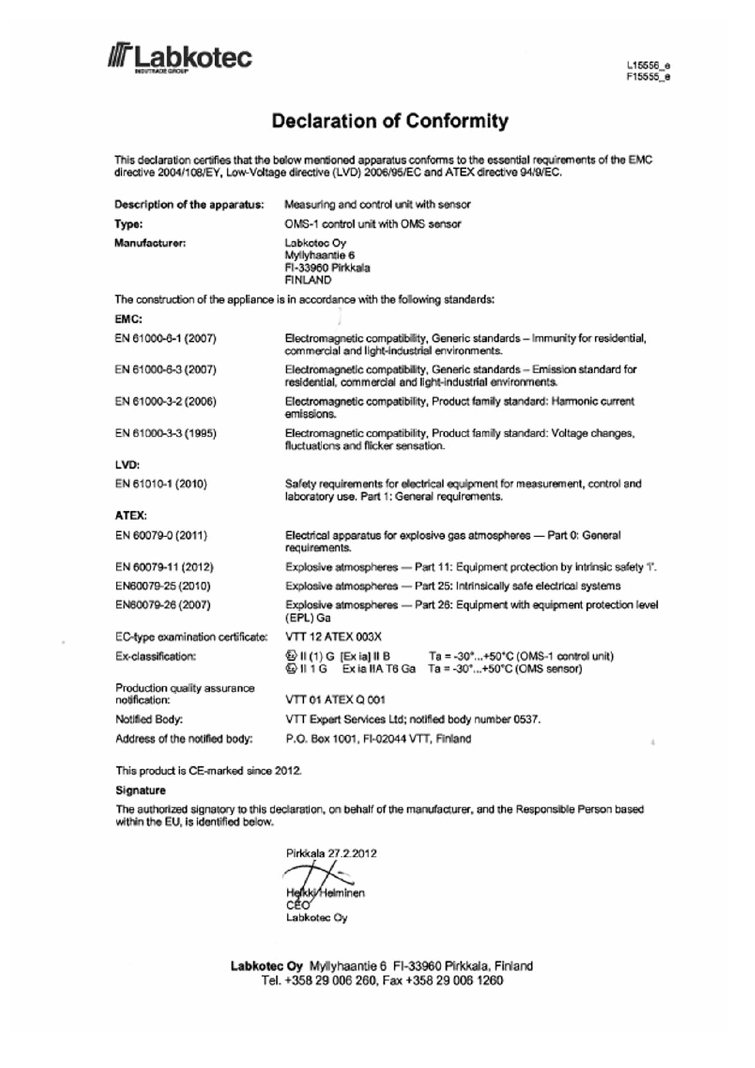Labkotec

L15556_e
F15555_e

# Declaration of Conformity

This declaration certifies that the below mentioned apparatus conforms to the essential requirements of the EMC directive 2004/108/EY, Low-Voltage directive (LVD) 2006/95/EC and ATEX directive 94/9/EC.

| | |
|---|---|
| **Description of the apparatus:** | Measuring and control unit with sensor |
| **Type:** | OMS-1 control unit with OMS sensor |
| **Manufacturer:** | Labkotec Oy<br>Myllyhaantie 6<br>FI-33960 Pirkkala<br>FINLAND |

The construction of the appliance is in accordance with the following standards:

**EMC:**

| | |
|---|---|
| EN 61000-6-1 (2007) | Electromagnetic compatibility, Generic standards – Immunity for residential, commercial and light-industrial environments. |
| EN 61000-6-3 (2007) | Electromagnetic compatibility, Generic standards – Emission standard for residential, commercial and light-industrial environments. |
| EN 61000-3-2 (2006) | Electromagnetic compatibility, Product family standard: Harmonic current emissions. |
| EN 61000-3-3 (1995) | Electromagnetic compatibility, Product family standard: Voltage changes, fluctuations and flicker sensation. |

**LVD:**

| | |
|---|---|
| EN 61010-1 (2010) | Safety requirements for electrical equipment for measurement, control and laboratory use. Part 1: General requirements. |

**ATEX:**

| | |
|---|---|
| EN 60079-0 (2011) | Electrical apparatus for explosive gas atmospheres — Part 0: General requirements. |
| EN 60079-11 (2012) | Explosive atmospheres — Part 11: Equipment protection by intrinsic safety 'i'. |
| EN60079-25 (2010) | Explosive atmospheres — Part 25: Intrinsically safe electrical systems |
| EN60079-26 (2007) | Explosive atmospheres — Part 26: Equipment with equipment protection level (EPL) Ga |
| EC-type examination certificate: | VTT 12 ATEX 003X |
| Ex-classification: | Ex II (1) G [Ex ia] II B Ta = -30°...+50°C (OMS-1 control unit)<br>Ex II 1 G Ex ia IIA T6 Ga Ta = -30°...+50°C (OMS sensor) |
| Production quality assurance notification: | VTT 01 ATEX Q 001 |
| Notified Body: | VTT Expert Services Ltd; notified body number 0537. |
| Address of the notified body: | P.O. Box 1001, FI-02044 VTT, Finland |

This product is CE-marked since 2012.

**Signature**

The authorized signatory to this declaration, on behalf of the manufacturer, and the Responsible Person based within the EU, is identified below.

Pirkkala 27.2.2012

Heikki Helminen
CEO
Labkotec Oy

**Labkotec Oy** Myllyhaantie 6 FI-33960 Pirkkala, Finland
Tel. +358 29 006 260, Fax +358 29 006 1260